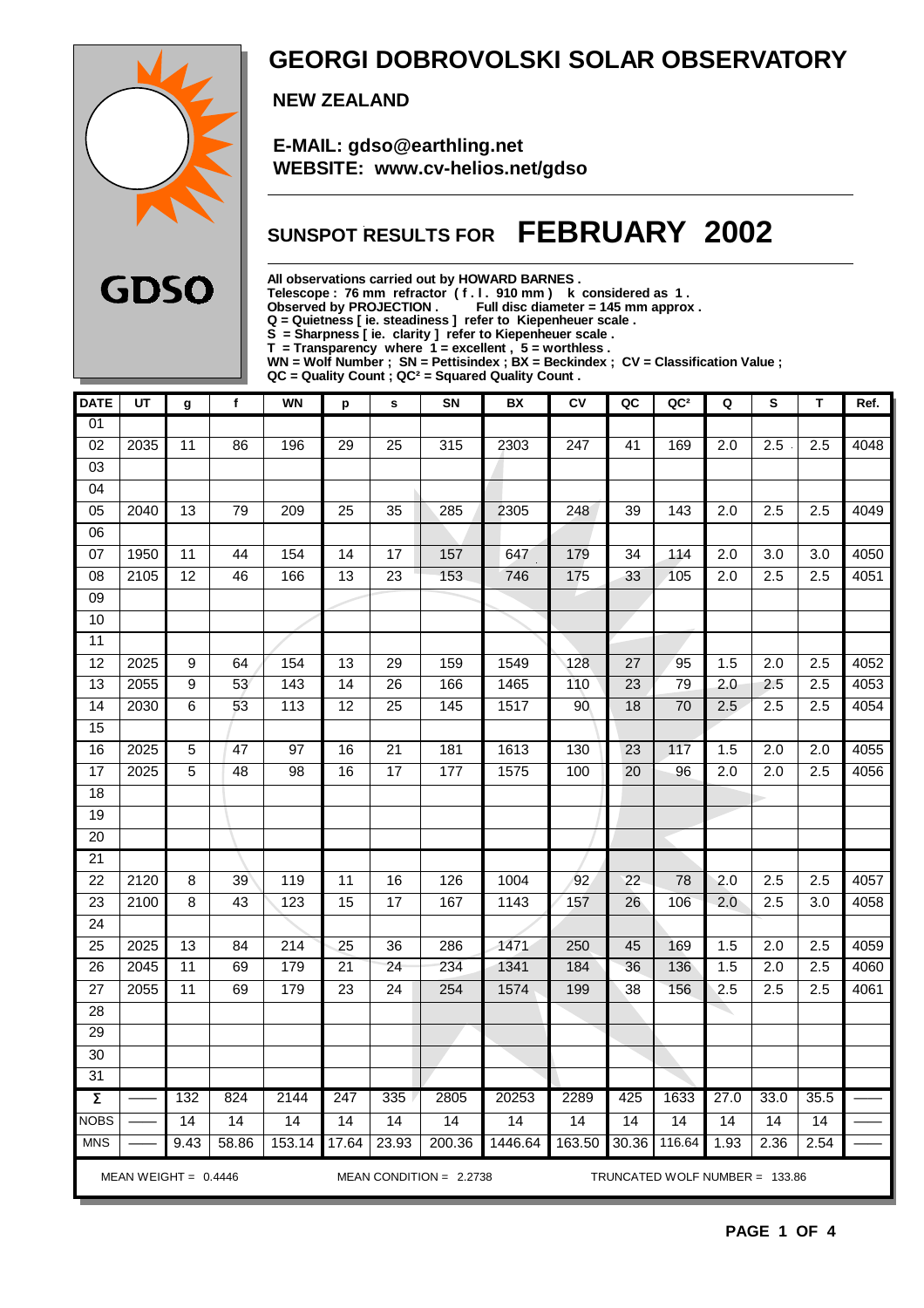# GEORGI DOBROVOLSKI SOLAR OBSERVATORY

**GDSO**

**NEW ZEALAND**

**E-MAIL: gdso@earthling.net**
**WEBSITE: www.cv-helios.net/gdso**

## SUNSPOT RESULTS FOR FEBRUARY 2002

**All observations carried out by HOWARD BARNES .**
**Telescope : 76 mm refractor ( f . l . 910 mm ) k considered as 1 .**
**Observed by PROJECTION . Full disc diameter = 145 mm approx .**
**Q = Quietness [ ie. steadiness ] refer to Kiepenheuer scale .**
**S = Sharpness [ ie. clarity ] refer to Kiepenheuer scale .**
**T = Transparency where 1 = excellent , 5 = worthless .**
**WN = Wolf Number ; SN = Pettisindex ; BX = Beckindex ; CV = Classification Value ;**
**QC = Quality Count ; QC² = Squared Quality Count .**

| DATE | UT | g | f | WN | p | s | SN | BX | CV | QC | QC² | Q | S | T | Ref. |
|---|---|---|---|---|---|---|---|---|---|---|---|---|---|---|---|
| 01 | | | | | | | | | | | | | | | |
| 02 | 2035 | 11 | 86 | 196 | 29 | 25 | 315 | 2303 | 247 | 41 | 169 | 2.0 | 2.5 | 2.5 | 4048 |
| 03 | | | | | | | | | | | | | | | |
| 04 | | | | | | | | | | | | | | | |
| 05 | 2040 | 13 | 79 | 209 | 25 | 35 | 285 | 2305 | 248 | 39 | 143 | 2.0 | 2.5 | 2.5 | 4049 |
| 06 | | | | | | | | | | | | | | | |
| 07 | 1950 | 11 | 44 | 154 | 14 | 17 | 157 | 647 | 179 | 34 | 114 | 2.0 | 3.0 | 3.0 | 4050 |
| 08 | 2105 | 12 | 46 | 166 | 13 | 23 | 153 | 746 | 175 | 33 | 105 | 2.0 | 2.5 | 2.5 | 4051 |
| 09 | | | | | | | | | | | | | | | |
| 10 | | | | | | | | | | | | | | | |
| 11 | | | | | | | | | | | | | | | |
| 12 | 2025 | 9 | 64 | 154 | 13 | 29 | 159 | 1549 | 128 | 27 | 95 | 1.5 | 2.0 | 2.5 | 4052 |
| 13 | 2055 | 9 | 53 | 143 | 14 | 26 | 166 | 1465 | 110 | 23 | 79 | 2.0 | 2.5 | 2.5 | 4053 |
| 14 | 2030 | 6 | 53 | 113 | 12 | 25 | 145 | 1517 | 90 | 18 | 70 | 2.5 | 2.5 | 2.5 | 4054 |
| 15 | | | | | | | | | | | | | | | |
| 16 | 2025 | 5 | 47 | 97 | 16 | 21 | 181 | 1613 | 130 | 23 | 117 | 1.5 | 2.0 | 2.0 | 4055 |
| 17 | 2025 | 5 | 48 | 98 | 16 | 17 | 177 | 1575 | 100 | 20 | 96 | 2.0 | 2.0 | 2.5 | 4056 |
| 18 | | | | | | | | | | | | | | | |
| 19 | | | | | | | | | | | | | | | |
| 20 | | | | | | | | | | | | | | | |
| 21 | | | | | | | | | | | | | | | |
| 22 | 2120 | 8 | 39 | 119 | 11 | 16 | 126 | 1004 | 92 | 22 | 78 | 2.0 | 2.5 | 2.5 | 4057 |
| 23 | 2100 | 8 | 43 | 123 | 15 | 17 | 167 | 1143 | 157 | 26 | 106 | 2.0 | 2.5 | 3.0 | 4058 |
| 24 | | | | | | | | | | | | | | | |
| 25 | 2025 | 13 | 84 | 214 | 25 | 36 | 286 | 1471 | 250 | 45 | 169 | 1.5 | 2.0 | 2.5 | 4059 |
| 26 | 2045 | 11 | 69 | 179 | 21 | 24 | 234 | 1341 | 184 | 36 | 136 | 1.5 | 2.0 | 2.5 | 4060 |
| 27 | 2055 | 11 | 69 | 179 | 23 | 24 | 254 | 1574 | 199 | 38 | 156 | 2.5 | 2.5 | 2.5 | 4061 |
| 28 | | | | | | | | | | | | | | | |
| 29 | | | | | | | | | | | | | | | |
| 30 | | | | | | | | | | | | | | | |
| 31 | | | | | | | | | | | | | | | |
| Σ | —— | 132 | 824 | 2144 | 247 | 335 | 2805 | 20253 | 2289 | 425 | 1633 | 27.0 | 33.0 | 35.5 | —— |
| NOBS | —— | 14 | 14 | 14 | 14 | 14 | 14 | 14 | 14 | 14 | 14 | 14 | 14 | 14 | —— |
| MNS | —— | 9.43 | 58.86 | 153.14 | 17.64 | 23.93 | 200.36 | 1446.64 | 163.50 | 30.36 | 116.64 | 1.93 | 2.36 | 2.54 | —— |

MEAN WEIGHT = 0.4446 MEAN CONDITION = 2.2738 TRUNCATED WOLF NUMBER = 133.86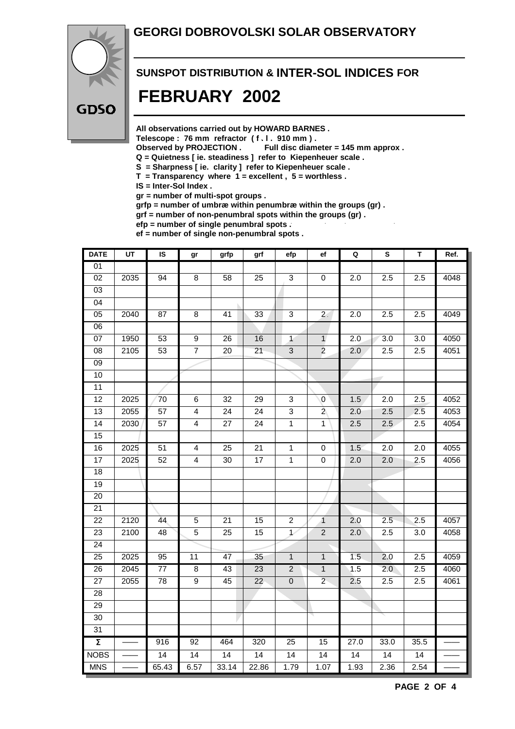# GEORGI DOBROVOLSKI SOLAR OBSERVATORY

GDSO

## SUNSPOT DISTRIBUTION & INTER-SOL INDICES FOR

# FEBRUARY 2002

**All observations carried out by HOWARD BARNES .**
**Telescope : 76 mm refractor ( f . l . 910 mm ) .**
**Observed by PROJECTION . Full disc diameter = 145 mm approx .**
**Q = Quietness [ ie. steadiness ] refer to Kiepenheuer scale .**
**S = Sharpness [ ie. clarity ] refer to Kiepenheuer scale .**
**T = Transparency where 1 = excellent , 5 = worthless .**
**IS = Inter-Sol Index .**
**gr = number of multi-spot groups .**
**grfp = number of umbræ within penumbræ within the groups (gr) .**
**grf = number of non-penumbral spots within the groups (gr) .**
**efp = number of single penumbral spots .**
**ef = number of single non-penumbral spots .**

| DATE | UT | IS | gr | grfp | grf | efp | ef | Q | S | T | Ref. |
|---|---|---|---|---|---|---|---|---|---|---|---|
| 01 | | | | | | | | | | | |
| 02 | 2035 | 94 | 8 | 58 | 25 | 3 | 0 | 2.0 | 2.5 | 2.5 | 4048 |
| 03 | | | | | | | | | | | |
| 04 | | | | | | | | | | | |
| 05 | 2040 | 87 | 8 | 41 | 33 | 3 | 2 | 2.0 | 2.5 | 2.5 | 4049 |
| 06 | | | | | | | | | | | |
| 07 | 1950 | 53 | 9 | 26 | 16 | 1 | 1 | 2.0 | 3.0 | 3.0 | 4050 |
| 08 | 2105 | 53 | 7 | 20 | 21 | 3 | 2 | 2.0 | 2.5 | 2.5 | 4051 |
| 09 | | | | | | | | | | | |
| 10 | | | | | | | | | | | |
| 11 | | | | | | | | | | | |
| 12 | 2025 | 70 | 6 | 32 | 29 | 3 | 0 | 1.5 | 2.0 | 2.5 | 4052 |
| 13 | 2055 | 57 | 4 | 24 | 24 | 3 | 2 | 2.0 | 2.5 | 2.5 | 4053 |
| 14 | 2030 | 57 | 4 | 27 | 24 | 1 | 1 | 2.5 | 2.5 | 2.5 | 4054 |
| 15 | | | | | | | | | | | |
| 16 | 2025 | 51 | 4 | 25 | 21 | 1 | 0 | 1.5 | 2.0 | 2.0 | 4055 |
| 17 | 2025 | 52 | 4 | 30 | 17 | 1 | 0 | 2.0 | 2.0 | 2.5 | 4056 |
| 18 | | | | | | | | | | | |
| 19 | | | | | | | | | | | |
| 20 | | | | | | | | | | | |
| 21 | | | | | | | | | | | |
| 22 | 2120 | 44 | 5 | 21 | 15 | 2 | 1 | 2.0 | 2.5 | 2.5 | 4057 |
| 23 | 2100 | 48 | 5 | 25 | 15 | 1 | 2 | 2.0 | 2.5 | 3.0 | 4058 |
| 24 | | | | | | | | | | | |
| 25 | 2025 | 95 | 11 | 47 | 35 | 1 | 1 | 1.5 | 2.0 | 2.5 | 4059 |
| 26 | 2045 | 77 | 8 | 43 | 23 | 2 | 1 | 1.5 | 2.0 | 2.5 | 4060 |
| 27 | 2055 | 78 | 9 | 45 | 22 | 0 | 2 | 2.5 | 2.5 | 2.5 | 4061 |
| 28 | | | | | | | | | | | |
| 29 | | | | | | | | | | | |
| 30 | | | | | | | | | | | |
| 31 | | | | | | | | | | | |
| Σ | —— | 916 | 92 | 464 | 320 | 25 | 15 | 27.0 | 33.0 | 35.5 | —— |
| NOBS | —— | 14 | 14 | 14 | 14 | 14 | 14 | 14 | 14 | 14 | —— |
| MNS | —— | 65.43 | 6.57 | 33.14 | 22.86 | 1.79 | 1.07 | 1.93 | 2.36 | 2.54 | —— |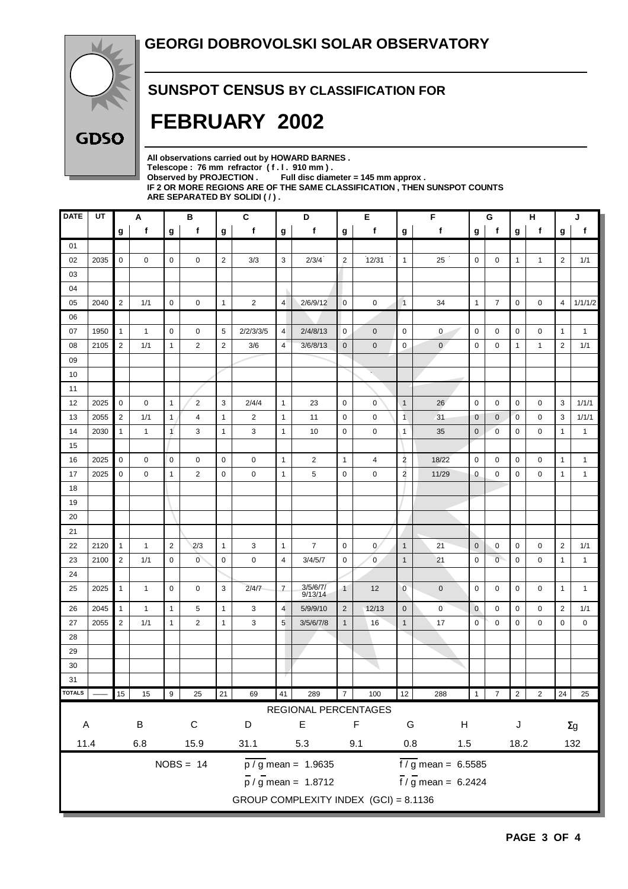# GEORGI DOBROVOLSKI SOLAR OBSERVATORY

GDSO

## SUNSPOT CENSUS BY CLASSIFICATION FOR

# FEBRUARY 2002

**All observations carried out by HOWARD BARNES .**
**Telescope : 76 mm refractor ( f . l . 910 mm ) .**
**Observed by PROJECTION . Full disc diameter = 145 mm approx .**
**IF 2 OR MORE REGIONS ARE OF THE SAME CLASSIFICATION , THEN SUNSPOT COUNTS ARE SEPARATED BY SOLIDI ( / ) .**

| DATE | UT | A | | B | | C | | D | | E | | F | | G | | H | | J | |
|---|---|---|---|---|---|---|---|---|---|---|---|---|---|---|---|---|---|---|---|
| | | g | f | g | f | g | f | g | f | g | f | g | f | g | f | g | f | g | f |
| 01 | | | | | | | | | | | | | | | | | | | |
| 02 | 2035 | 0 | 0 | 0 | 0 | 2 | 3/3 | 3 | 2/3/4 | 2 | 12/31 | 1 | 25 | 0 | 0 | 1 | 1 | 2 | 1/1 |
| 03 | | | | | | | | | | | | | | | | | | | |
| 04 | | | | | | | | | | | | | | | | | | | |
| 05 | 2040 | 2 | 1/1 | 0 | 0 | 1 | 2 | 4 | 2/6/9/12 | 0 | 0 | 1 | 34 | 1 | 7 | 0 | 0 | 4 | 1/1/1/2 |
| 06 | | | | | | | | | | | | | | | | | | | |
| 07 | 1950 | 1 | 1 | 0 | 0 | 5 | 2/2/3/3/5 | 4 | 2/4/8/13 | 0 | 0 | 0 | 0 | 0 | 0 | 0 | 0 | 1 | 1 |
| 08 | 2105 | 2 | 1/1 | 1 | 2 | 2 | 3/6 | 4 | 3/6/8/13 | 0 | 0 | 0 | 0 | 0 | 0 | 1 | 1 | 2 | 1/1 |
| 09 | | | | | | | | | | | | | | | | | | | |
| 10 | | | | | | | | | | | | | | | | | | | |
| 11 | | | | | | | | | | | | | | | | | | | |
| 12 | 2025 | 0 | 0 | 1 | 2 | 3 | 2/4/4 | 1 | 23 | 0 | 0 | 1 | 26 | 0 | 0 | 0 | 0 | 3 | 1/1/1 |
| 13 | 2055 | 2 | 1/1 | 1 | 4 | 1 | 2 | 1 | 11 | 0 | 0 | 1 | 31 | 0 | 0 | 0 | 0 | 3 | 1/1/1 |
| 14 | 2030 | 1 | 1 | 1 | 3 | 1 | 3 | 1 | 10 | 0 | 0 | 1 | 35 | 0 | 0 | 0 | 0 | 1 | 1 |
| 15 | | | | | | | | | | | | | | | | | | | |
| 16 | 2025 | 0 | 0 | 0 | 0 | 0 | 0 | 1 | 2 | 1 | 4 | 2 | 18/22 | 0 | 0 | 0 | 0 | 1 | 1 |
| 17 | 2025 | 0 | 0 | 1 | 2 | 0 | 0 | 1 | 5 | 0 | 0 | 2 | 11/29 | 0 | 0 | 0 | 0 | 1 | 1 |
| 18 | | | | | | | | | | | | | | | | | | | |
| 19 | | | | | | | | | | | | | | | | | | | |
| 20 | | | | | | | | | | | | | | | | | | | |
| 21 | | | | | | | | | | | | | | | | | | | |
| 22 | 2120 | 1 | 1 | 2 | 2/3 | 1 | 3 | 1 | 7 | 0 | 0 | 1 | 21 | 0 | 0 | 0 | 0 | 2 | 1/1 |
| 23 | 2100 | 2 | 1/1 | 0 | 0 | 0 | 0 | 4 | 3/4/5/7 | 0 | 0 | 1 | 21 | 0 | 0 | 0 | 0 | 1 | 1 |
| 24 | | | | | | | | | | | | | | | | | | | |
| 25 | 2025 | 1 | 1 | 0 | 0 | 3 | 2/4/7 | 7 | 3/5/6/7/9/13/14 | 1 | 12 | 0 | 0 | 0 | 0 | 0 | 0 | 1 | 1 |
| 26 | 2045 | 1 | 1 | 1 | 5 | 1 | 3 | 4 | 5/9/9/10 | 2 | 12/13 | 0 | 0 | 0 | 0 | 0 | 0 | 2 | 1/1 |
| 27 | 2055 | 2 | 1/1 | 1 | 2 | 1 | 3 | 5 | 3/5/6/7/8 | 1 | 16 | 1 | 17 | 0 | 0 | 0 | 0 | 0 | 0 |
| 28 | | | | | | | | | | | | | | | | | | | |
| 29 | | | | | | | | | | | | | | | | | | | |
| 30 | | | | | | | | | | | | | | | | | | | |
| 31 | | | | | | | | | | | | | | | | | | | |
| TOTALS | —— | 15 | 15 | 9 | 25 | 21 | 69 | 41 | 289 | 7 | 100 | 12 | 288 | 1 | 7 | 2 | 2 | 24 | 25 |

REGIONAL PERCENTAGES

| A | B | C | D | E | F | G | H | J | Σg |
|---|---|---|---|---|---|---|---|---|---|
| 11.4 | 6.8 | 15.9 | 31.1 | 5.3 | 9.1 | 0.8 | 1.5 | 18.2 | 132 |

NOBS = 14

$\overline{p / g}$ mean = 1.9635

$\overline{f / g}$ mean = 6.5585

$\overline{p} / \overline{g}$ mean = 1.8712

$\overline{f} / \overline{g}$ mean = 6.2424

GROUP COMPLEXITY INDEX (GCI) = 8.1136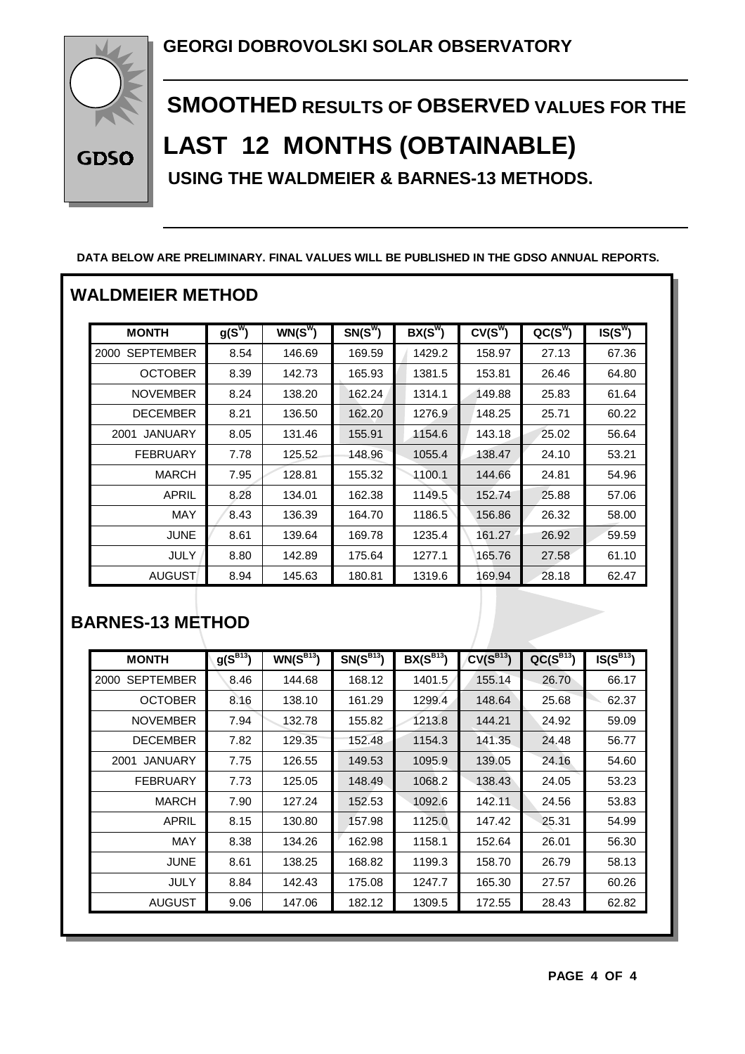**GEORGI DOBROVOLSKI SOLAR OBSERVATORY**

# SMOOTHED RESULTS OF OBSERVED VALUES FOR THE LAST 12 MONTHS (OBTAINABLE)

## USING THE WALDMEIER & BARNES-13 METHODS.

DATA BELOW ARE PRELIMINARY. FINAL VALUES WILL BE PUBLISHED IN THE GDSO ANNUAL REPORTS.

## WALDMEIER METHOD

| MONTH | $g(S^W)$ | $WN(S^W)$ | $SN(S^W)$ | $BX(S^W)$ | $CV(S^W)$ | $QC(S^W)$ | $IS(S^W)$ |
|---|---|---|---|---|---|---|---|
| 2000 SEPTEMBER | 8.54 | 146.69 | 169.59 | 1429.2 | 158.97 | 27.13 | 67.36 |
| OCTOBER | 8.39 | 142.73 | 165.93 | 1381.5 | 153.81 | 26.46 | 64.80 |
| NOVEMBER | 8.24 | 138.20 | 162.24 | 1314.1 | 149.88 | 25.83 | 61.64 |
| DECEMBER | 8.21 | 136.50 | 162.20 | 1276.9 | 148.25 | 25.71 | 60.22 |
| 2001 JANUARY | 8.05 | 131.46 | 155.91 | 1154.6 | 143.18 | 25.02 | 56.64 |
| FEBRUARY | 7.78 | 125.52 | 148.96 | 1055.4 | 138.47 | 24.10 | 53.21 |
| MARCH | 7.95 | 128.81 | 155.32 | 1100.1 | 144.66 | 24.81 | 54.96 |
| APRIL | 8.28 | 134.01 | 162.38 | 1149.5 | 152.74 | 25.88 | 57.06 |
| MAY | 8.43 | 136.39 | 164.70 | 1186.5 | 156.86 | 26.32 | 58.00 |
| JUNE | 8.61 | 139.64 | 169.78 | 1235.4 | 161.27 | 26.92 | 59.59 |
| JULY | 8.80 | 142.89 | 175.64 | 1277.1 | 165.76 | 27.58 | 61.10 |
| AUGUST | 8.94 | 145.63 | 180.81 | 1319.6 | 169.94 | 28.18 | 62.47 |

## BARNES-13 METHOD

| MONTH | $g(S^{B13})$ | $WN(S^{B13})$ | $SN(S^{B13})$ | $BX(S^{B13})$ | $CV(S^{B13})$ | $QC(S^{B13})$ | $IS(S^{B13})$ |
|---|---|---|---|---|---|---|---|
| 2000 SEPTEMBER | 8.46 | 144.68 | 168.12 | 1401.5 | 155.14 | 26.70 | 66.17 |
| OCTOBER | 8.16 | 138.10 | 161.29 | 1299.4 | 148.64 | 25.68 | 62.37 |
| NOVEMBER | 7.94 | 132.78 | 155.82 | 1213.8 | 144.21 | 24.92 | 59.09 |
| DECEMBER | 7.82 | 129.35 | 152.48 | 1154.3 | 141.35 | 24.48 | 56.77 |
| 2001 JANUARY | 7.75 | 126.55 | 149.53 | 1095.9 | 139.05 | 24.16 | 54.60 |
| FEBRUARY | 7.73 | 125.05 | 148.49 | 1068.2 | 138.43 | 24.05 | 53.23 |
| MARCH | 7.90 | 127.24 | 152.53 | 1092.6 | 142.11 | 24.56 | 53.83 |
| APRIL | 8.15 | 130.80 | 157.98 | 1125.0 | 147.42 | 25.31 | 54.99 |
| MAY | 8.38 | 134.26 | 162.98 | 1158.1 | 152.64 | 26.01 | 56.30 |
| JUNE | 8.61 | 138.25 | 168.82 | 1199.3 | 158.70 | 26.79 | 58.13 |
| JULY | 8.84 | 142.43 | 175.08 | 1247.7 | 165.30 | 27.57 | 60.26 |
| AUGUST | 9.06 | 147.06 | 182.12 | 1309.5 | 172.55 | 28.43 | 62.82 |